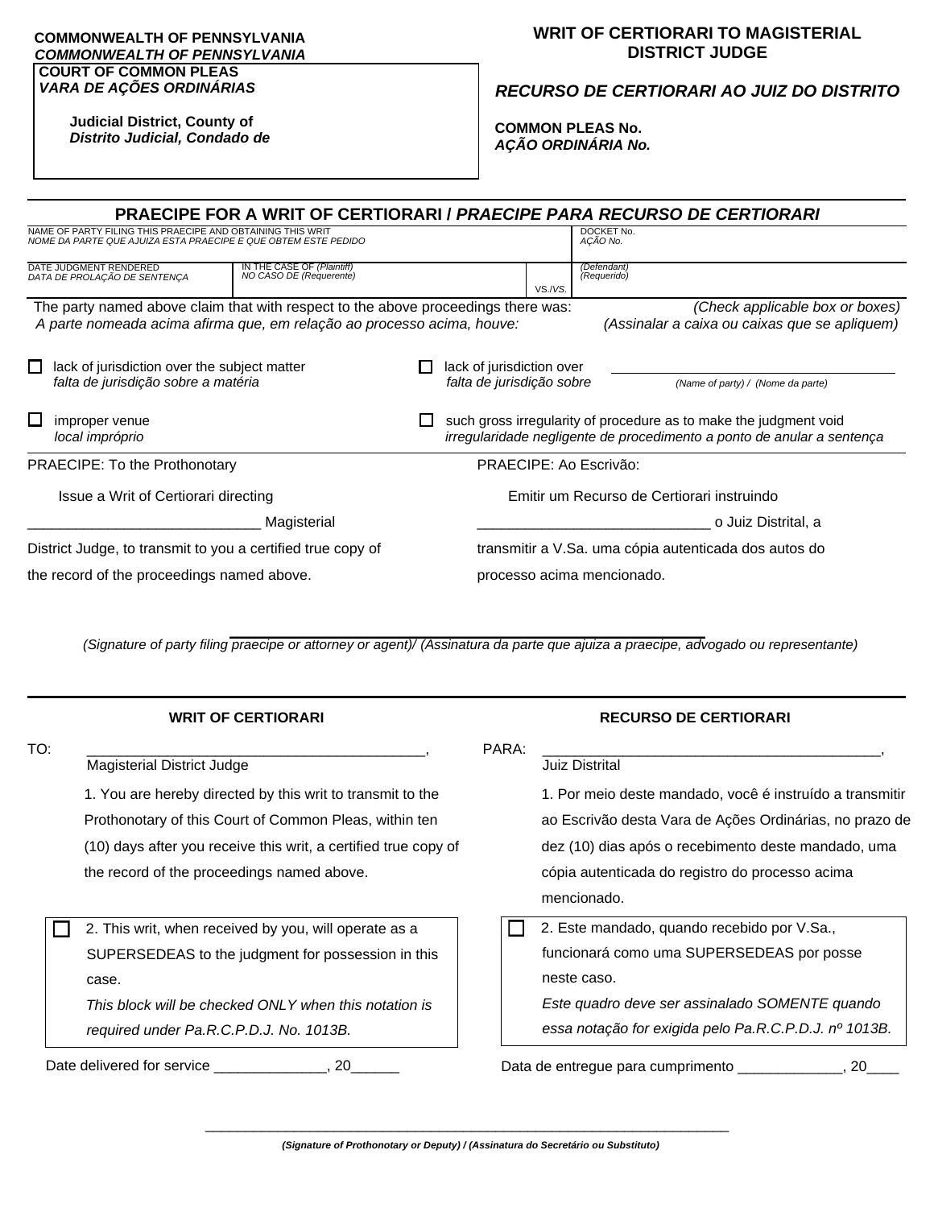**COMMONWEALTH OF PENNSYLVANIA**
***COMMONWEALTH OF PENNSYLVANIA***

**COURT OF COMMON PLEAS**
***VARA DE AÇÕES ORDINÁRIAS***

**Judicial District, County of**
***Distrito Judicial, Condado de***

# WRIT OF CERTIORARI TO MAGISTERIAL DISTRICT JUDGE

## *RECURSO DE CERTIORARI AO JUIZ DO DISTRITO*

**COMMON PLEAS No.**
***AÇÃO ORDINÁRIA No.***

## PRAECIPE FOR A WRIT OF CERTIORARI / *PRAECIPE PARA RECURSO DE CERTIORARI*

| NAME OF PARTY FILING THIS PRAECIPE AND OBTAINING THIS WRIT<br>*NOME DA PARTE QUE AJUIZA ESTA PRAECIPE E QUE OBTEM ESTE PEDIDO* | | | DOCKET No.<br>*AÇÃO No.* |
|---|---|---|---|
| DATE JUDGMENT RENDERED<br>*DATA DE PROLAÇÃO DE SENTENÇA* | IN THE CASE OF *(Plaintiff)*<br>*NO CASO DE (Requerente)* | VS./*VS.* | *(Defendant)*<br>*(Requerido)* |

The party named above claim that with respect to the above proceedings there was: *(Check applicable box or boxes)*
*A parte nomeada acima afirma que, em relação ao processo acima, houve: (Assinalar a caixa ou caixas que se apliquem)*

☐ lack of jurisdiction over the subject matter
*falta de jurisdição sobre a matéria*

☐ lack of jurisdiction over ______________________
*falta de jurisdição sobre* *(Name of party) / (Nome da parte)*

☐ improper venue
*local impróprio*

☐ such gross irregularity of procedure as to make the judgment void
*irregularidade negligente de procedimento a ponto de anular a sentença*

PRAECIPE: To the Prothonotary

Issue a Writ of Certiorari directing _____________________________ Magisterial District Judge, to transmit to you a certified true copy of the record of the proceedings named above.

PRAECIPE: Ao Escrivão:

Emitir um Recurso de Certiorari instruindo _____________________________ o Juiz Distrital, a transmitir a V.Sa. uma cópia autenticada dos autos do processo acima mencionado.

_____________________________________________
*(Signature of party filing praecipe or attorney or agent)/ (Assinatura da parte que ajuiza a praecipe, advogado ou representante)*

---

### WRIT OF CERTIORARI

TO: __________________________________________,
Magisterial District Judge

1. You are hereby directed by this writ to transmit to the Prothonotary of this Court of Common Pleas, within ten (10) days after you receive this writ, a certified true copy of the record of the proceedings named above.

☐ 2. This writ, when received by you, will operate as a SUPERSEDEAS to the judgment for possession in this case.
*This block will be checked ONLY when this notation is required under Pa.R.C.P.D.J. No. 1013B.*

Date delivered for service ______________, 20______

### RECURSO DE CERTIORARI

PARA: __________________________________________,
Juiz Distrital

1. Por meio deste mandado, você é instruído a transmitir ao Escrivão desta Vara de Ações Ordinárias, no prazo de dez (10) dias após o recebimento deste mandado, uma cópia autenticada do registro do processo acima mencionado.

☐ 2. Este mandado, quando recebido por V.Sa., funcionará como uma SUPERSEDEAS por posse neste caso.
*Este quadro deve ser assinalado SOMENTE quando essa notação for exigida pelo Pa.R.C.P.D.J. nº 1013B.*

Data de entregue para cumprimento _____________, 20____

_________________________________________________________________
***(Signature of Prothonotary or Deputy) / (Assinatura do Secretário ou Substituto)***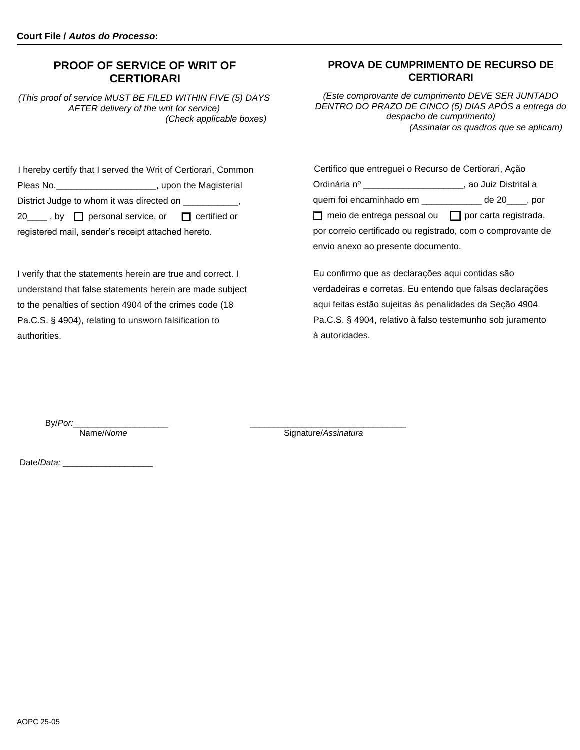**Court File / *Autos do Processo*:**

## PROOF OF SERVICE OF WRIT OF CERTIORARI

*(This proof of service MUST BE FILED WITHIN FIVE (5) DAYS AFTER delivery of the writ for service)*
*(Check applicable boxes)*

I hereby certify that I served the Writ of Certiorari, Common Pleas No.____________________, upon the Magisterial District Judge to whom it was directed on ___________, 20____ , by ☐ personal service, or ☐ certified or registered mail, sender's receipt attached hereto.

I verify that the statements herein are true and correct. I understand that false statements herein are made subject to the penalties of section 4904 of the crimes code (18 Pa.C.S. § 4904), relating to unsworn falsification to authorities.

## PROVA DE CUMPRIMENTO DE RECURSO DE CERTIORARI

*(Este comprovante de cumprimento DEVE SER JUNTADO DENTRO DO PRAZO DE CINCO (5) DIAS APÓS a entrega do despacho de cumprimento)*
*(Assinalar os quadros que se aplicam)*

Certifico que entreguei o Recurso de Certiorari, Ação Ordinária nº ____________________, ao Juiz Distrital a quem foi encaminhado em ____________ de 20____, por ☐ meio de entrega pessoal ou ☐ por carta registrada, por correio certificado ou registrado, com o comprovante de envio anexo ao presente documento.

Eu confirmo que as declarações aqui contidas são verdadeiras e corretas. Eu entendo que falsas declarações aqui feitas estão sujeitas às penalidades da Seção 4904 Pa.C.S. § 4904, relativo à falso testemunho sob juramento à autoridades.

By/*Por:*____________________ Name/*Nome*

_________________________________ Signature/*Assinatura*

Date/*Data:* ___________________

AOPC 25-05